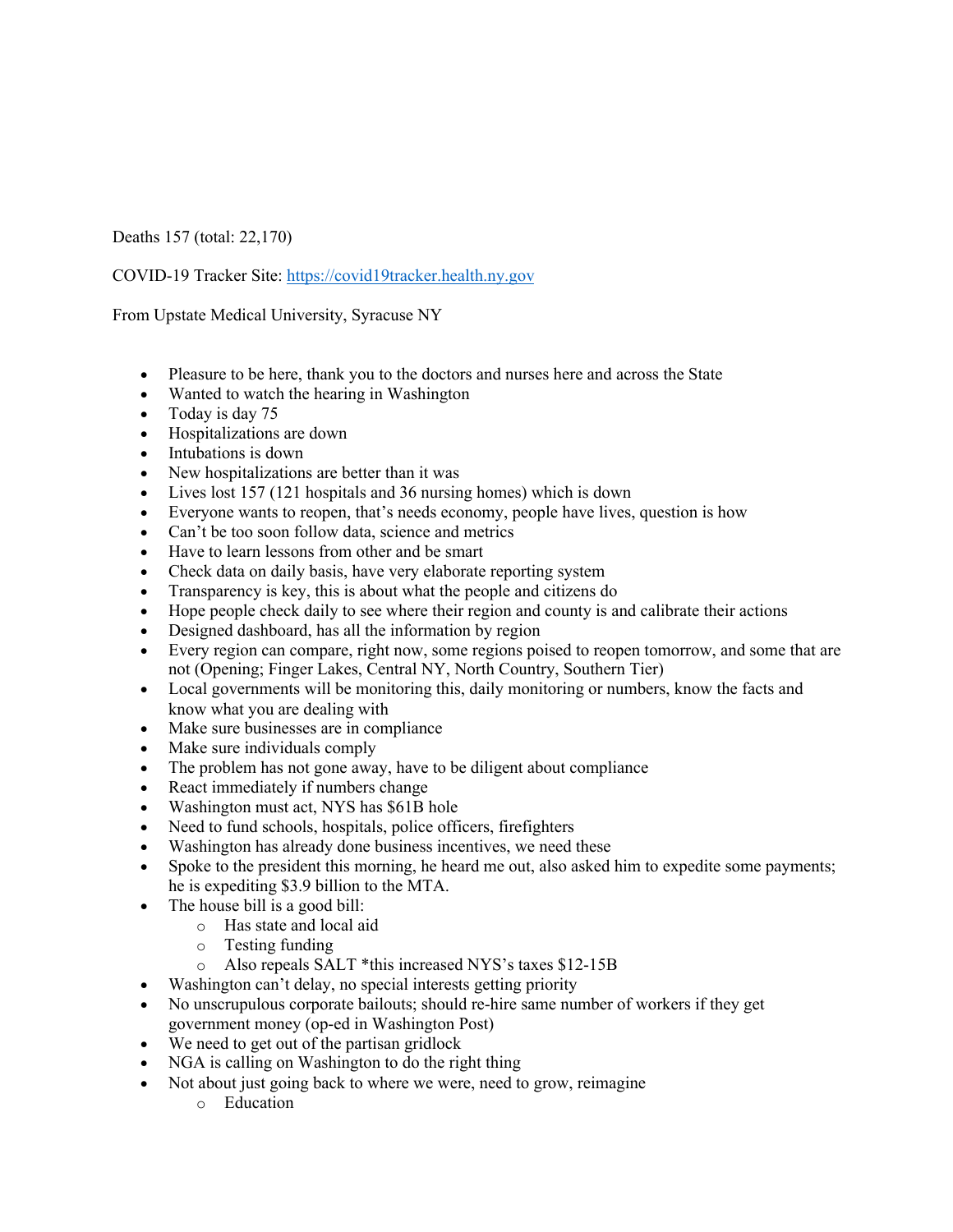Deaths 157 (total: 22,170)

COVID-19 Tracker Site: [https://covid19tracker.health.ny.gov](https://covid19tracker.health.ny.gov)

From Upstate Medical University, Syracuse NY

- Pleasure to be here, thank you to the doctors and nurses here and across the State
- Wanted to watch the hearing in Washington
- Today is day 75
- Hospitalizations are down
- Intubations is down
- New hospitalizations are better than it was
- Lives lost 157 (121 hospitals and 36 nursing homes) which is down
- Everyone wants to reopen, that's needs economy, people have lives, question is how
- Can't be too soon follow data, science and metrics
- Have to learn lessons from other and be smart
- Check data on daily basis, have very elaborate reporting system
- Transparency is key, this is about what the people and citizens do
- Hope people check daily to see where their region and county is and calibrate their actions
- Designed dashboard, has all the information by region
- Every region can compare, right now, some regions poised to reopen tomorrow, and some that are not (Opening; Finger Lakes, Central NY, North Country, Southern Tier)
- Local governments will be monitoring this, daily monitoring or numbers, know the facts and know what you are dealing with
- Make sure businesses are in compliance
- Make sure individuals comply
- The problem has not gone away, have to be diligent about compliance
- React immediately if numbers change
- Washington must act, NYS has $61B hole
- Need to fund schools, hospitals, police officers, firefighters
- Washington has already done business incentives, we need these
- Spoke to the president this morning, he heard me out, also asked him to expedite some payments; he is expediting $3.9 billion to the MTA.
- The house bill is a good bill:
  - Has state and local aid
  - Testing funding
  - Also repeals SALT *this increased NYS's taxes $12-15B
- Washington can't delay, no special interests getting priority
- No unscrupulous corporate bailouts; should re-hire same number of workers if they get government money (op-ed in Washington Post)
- We need to get out of the partisan gridlock
- NGA is calling on Washington to do the right thing
- Not about just going back to where we were, need to grow, reimagine
  - Education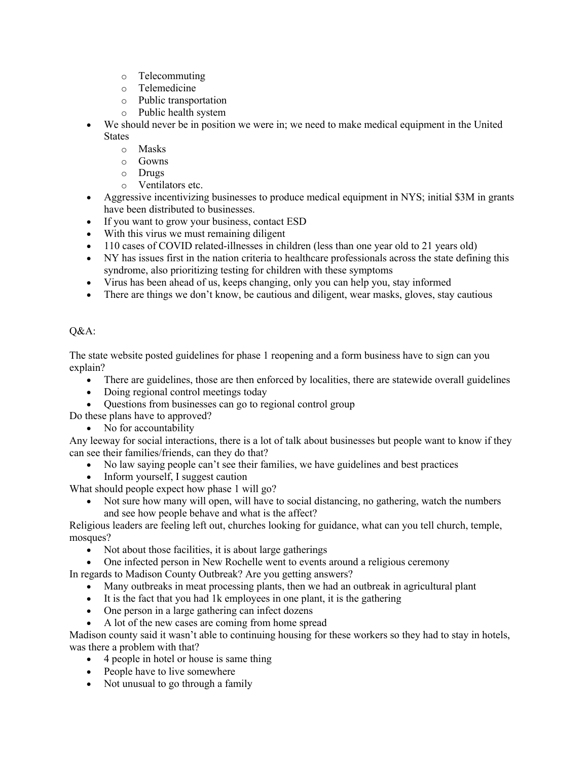- Telecommuting
  - Telemedicine
  - Public transportation
  - Public health system
- We should never be in position we were in; we need to make medical equipment in the United States
  - Masks
  - Gowns
  - Drugs
  - Ventilators etc.
- Aggressive incentivizing businesses to produce medical equipment in NYS; initial $3M in grants have been distributed to businesses.
- If you want to grow your business, contact ESD
- With this virus we must remaining diligent
- 110 cases of COVID related-illnesses in children (less than one year old to 21 years old)
- NY has issues first in the nation criteria to healthcare professionals across the state defining this syndrome, also prioritizing testing for children with these symptoms
- Virus has been ahead of us, keeps changing, only you can help you, stay informed
- There are things we don't know, be cautious and diligent, wear masks, gloves, stay cautious

Q&A:

The state website posted guidelines for phase 1 reopening and a form business have to sign can you explain?

- There are guidelines, those are then enforced by localities, there are statewide overall guidelines
- Doing regional control meetings today
- Questions from businesses can go to regional control group

Do these plans have to approved?

- No for accountability

Any leeway for social interactions, there is a lot of talk about businesses but people want to know if they can see their families/friends, can they do that?

- No law saying people can't see their families, we have guidelines and best practices
- Inform yourself, I suggest caution

What should people expect how phase 1 will go?

- Not sure how many will open, will have to social distancing, no gathering, watch the numbers and see how people behave and what is the affect?

Religious leaders are feeling left out, churches looking for guidance, what can you tell church, temple, mosques?

- Not about those facilities, it is about large gatherings
- One infected person in New Rochelle went to events around a religious ceremony

In regards to Madison County Outbreak? Are you getting answers?

- Many outbreaks in meat processing plants, then we had an outbreak in agricultural plant
- It is the fact that you had 1k employees in one plant, it is the gathering
- One person in a large gathering can infect dozens
- A lot of the new cases are coming from home spread

Madison county said it wasn't able to continuing housing for these workers so they had to stay in hotels, was there a problem with that?

- 4 people in hotel or house is same thing
- People have to live somewhere
- Not unusual to go through a family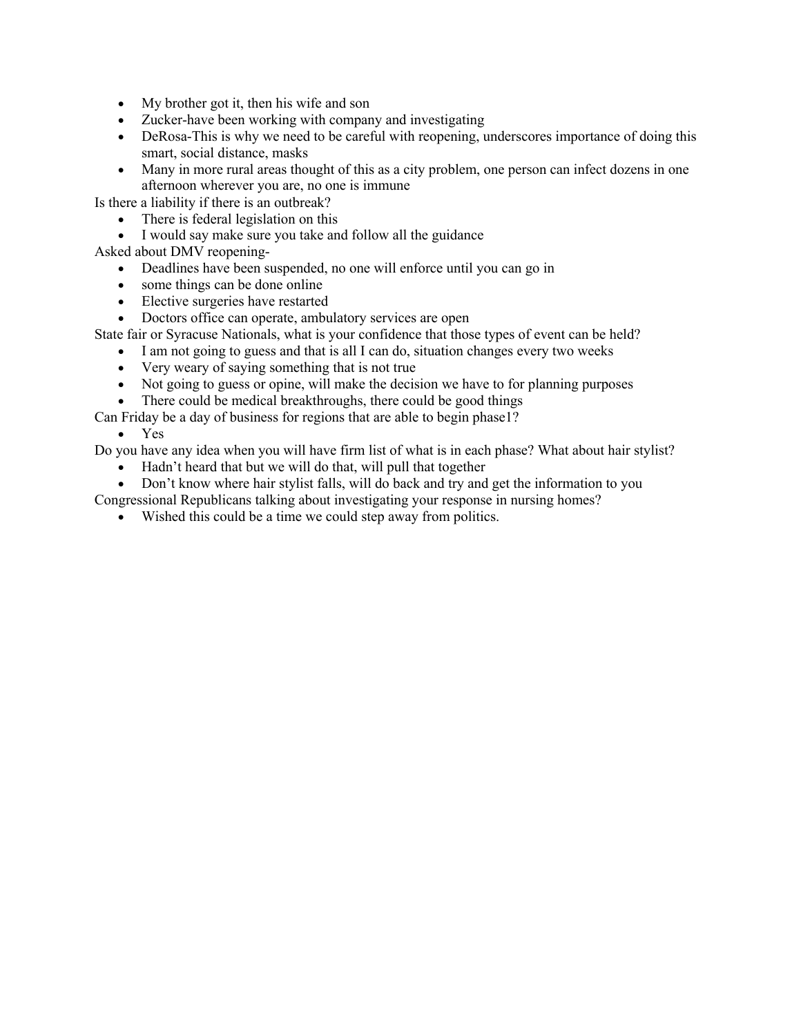- My brother got it, then his wife and son
- Zucker-have been working with company and investigating
- DeRosa-This is why we need to be careful with reopening, underscores importance of doing this smart, social distance, masks
- Many in more rural areas thought of this as a city problem, one person can infect dozens in one afternoon wherever you are, no one is immune

Is there a liability if there is an outbreak?

- There is federal legislation on this
- I would say make sure you take and follow all the guidance

Asked about DMV reopening-

- Deadlines have been suspended, no one will enforce until you can go in
- some things can be done online
- Elective surgeries have restarted
- Doctors office can operate, ambulatory services are open

State fair or Syracuse Nationals, what is your confidence that those types of event can be held?

- I am not going to guess and that is all I can do, situation changes every two weeks
- Very weary of saying something that is not true
- Not going to guess or opine, will make the decision we have to for planning purposes
- There could be medical breakthroughs, there could be good things

Can Friday be a day of business for regions that are able to begin phase1?

- Yes

Do you have any idea when you will have firm list of what is in each phase? What about hair stylist?

- Hadn't heard that but we will do that, will pull that together
- Don't know where hair stylist falls, will do back and try and get the information to you

Congressional Republicans talking about investigating your response in nursing homes?

- Wished this could be a time we could step away from politics.